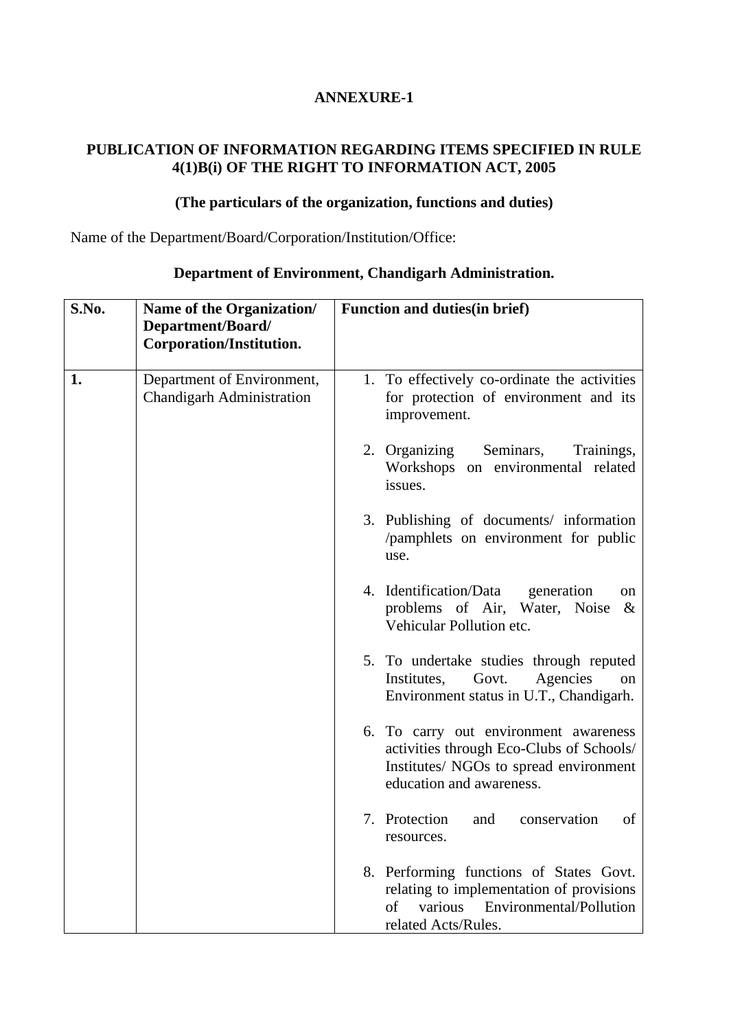# ANNEXURE-1

## PUBLICATION OF INFORMATION REGARDING ITEMS SPECIFIED IN RULE 4(1)B(i) OF THE RIGHT TO INFORMATION ACT, 2005

### (The particulars of the organization, functions and duties)

Name of the Department/Board/Corporation/Institution/Office:

**Department of Environment, Chandigarh Administration.**

| S.No. | Name of the Organization/ Department/Board/ Corporation/Institution. | Function and duties(in brief) |
| --- | --- | --- |
| 1. | Department of Environment, Chandigarh Administration | 1. To effectively co-ordinate the activities for protection of environment and its improvement.<br><br>2. Organizing Seminars, Trainings, Workshops on environmental related issues.<br><br>3. Publishing of documents/ information /pamphlets on environment for public use.<br><br>4. Identification/Data generation on problems of Air, Water, Noise & Vehicular Pollution etc.<br><br>5. To undertake studies through reputed Institutes, Govt. Agencies on Environment status in U.T., Chandigarh.<br><br>6. To carry out environment awareness activities through Eco-Clubs of Schools/ Institutes/ NGOs to spread environment education and awareness.<br><br>7. Protection and conservation of resources.<br><br>8. Performing functions of States Govt. relating to implementation of provisions of various Environmental/Pollution related Acts/Rules. |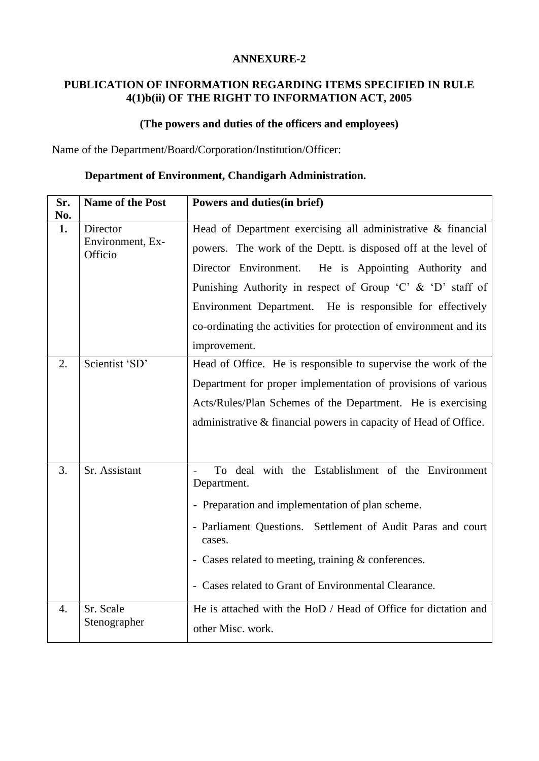**ANNEXURE-2**

**PUBLICATION OF INFORMATION REGARDING ITEMS SPECIFIED IN RULE 4(1)b(ii) OF THE RIGHT TO INFORMATION ACT, 2005**

**(The powers and duties of the officers and employees)**

Name of the Department/Board/Corporation/Institution/Officer:

**Department of Environment, Chandigarh Administration.**

| Sr. No. | Name of the Post | Powers and duties(in brief) |
|---|---|---|
| **1.** | Director Environment, Ex-Officio | Head of Department exercising all administrative & financial powers. The work of the Deptt. is disposed off at the level of Director Environment. He is Appointing Authority and Punishing Authority in respect of Group 'C' & 'D' staff of Environment Department. He is responsible for effectively co-ordinating the activities for protection of environment and its improvement. |
| 2. | Scientist 'SD' | Head of Office. He is responsible to supervise the work of the Department for proper implementation of provisions of various Acts/Rules/Plan Schemes of the Department. He is exercising administrative & financial powers in capacity of Head of Office. |
| 3. | Sr. Assistant | - To deal with the Establishment of the Environment Department.<br>- Preparation and implementation of plan scheme.<br>- Parliament Questions. Settlement of Audit Paras and court cases.<br>- Cases related to meeting, training & conferences.<br>- Cases related to Grant of Environmental Clearance. |
| 4. | Sr. Scale Stenographer | He is attached with the HoD / Head of Office for dictation and other Misc. work. |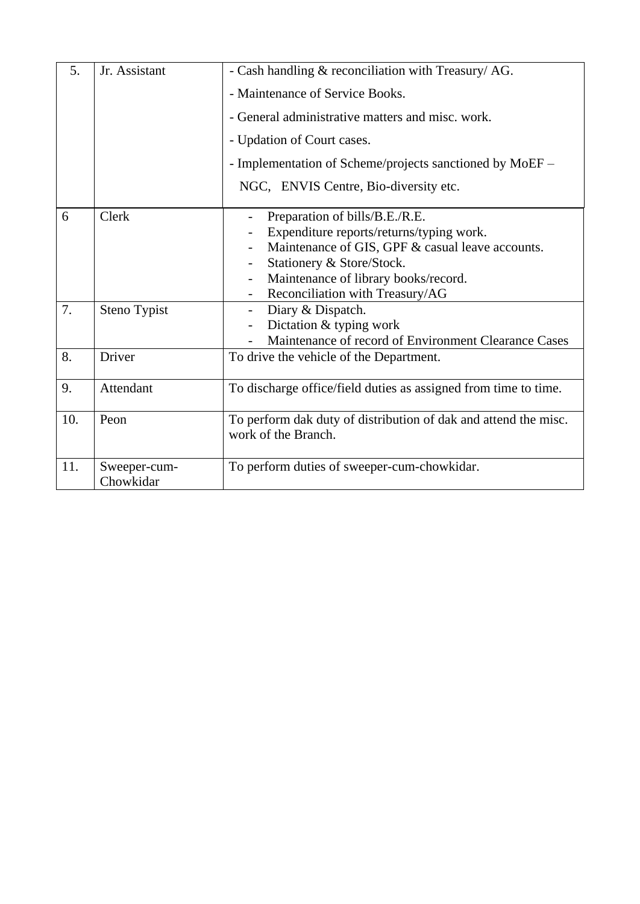| 5. | Jr. Assistant | - Cash handling & reconciliation with Treasury/ AG.<br>- Maintenance of Service Books.<br>- General administrative matters and misc. work.<br>- Updation of Court cases.<br>- Implementation of Scheme/projects sanctioned by MoEF – NGC, ENVIS Centre, Bio-diversity etc. |
|---|---|---|
| 6 | Clerk | - Preparation of bills/B.E./R.E.<br>- Expenditure reports/returns/typing work.<br>- Maintenance of GIS, GPF & casual leave accounts.<br>- Stationery & Store/Stock.<br>- Maintenance of library books/record.<br>- Reconciliation with Treasury/AG |
| 7. | Steno Typist | - Diary & Dispatch.<br>- Dictation & typing work<br>- Maintenance of record of Environment Clearance Cases |
| 8. | Driver | To drive the vehicle of the Department. |
| 9. | Attendant | To discharge office/field duties as assigned from time to time. |
| 10. | Peon | To perform dak duty of distribution of dak and attend the misc. work of the Branch. |
| 11. | Sweeper-cum-Chowkidar | To perform duties of sweeper-cum-chowkidar. |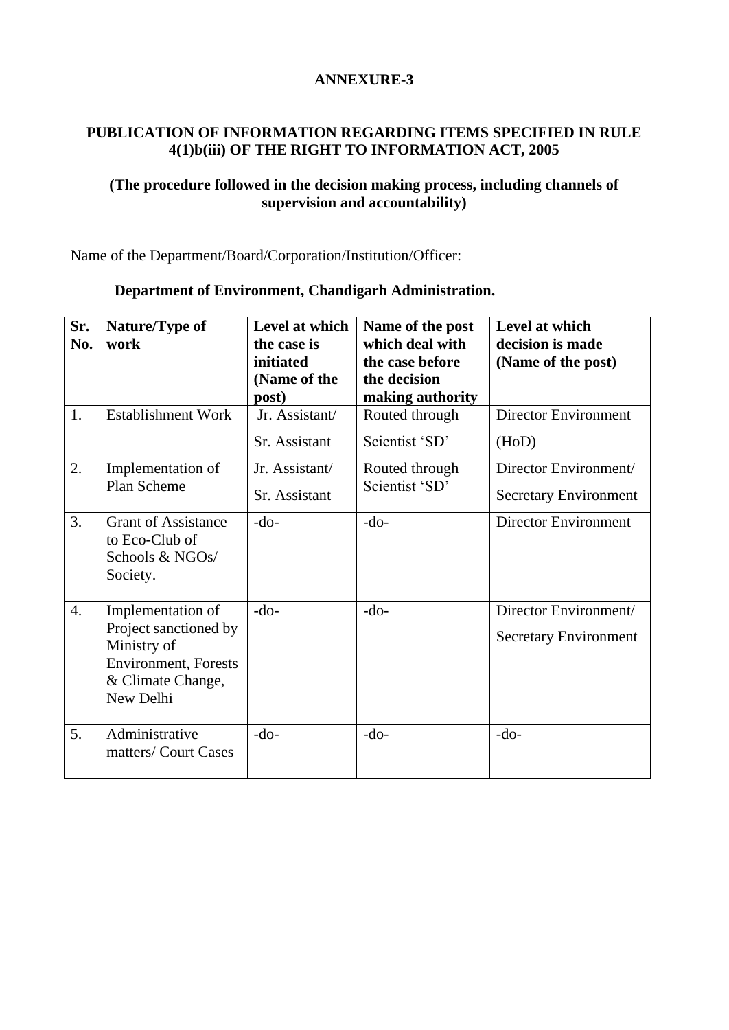**ANNEXURE-3**

**PUBLICATION OF INFORMATION REGARDING ITEMS SPECIFIED IN RULE 4(1)b(iii) OF THE RIGHT TO INFORMATION ACT, 2005**

**(The procedure followed in the decision making process, including channels of supervision and accountability)**

Name of the Department/Board/Corporation/Institution/Officer:

**Department of Environment, Chandigarh Administration.**

| Sr. No. | Nature/Type of work | Level at which the case is initiated (Name of the post) | Name of the post which deal with the case before the decision making authority | Level at which decision is made (Name of the post) |
|---|---|---|---|---|
| 1. | Establishment Work | Jr. Assistant/ Sr. Assistant | Routed through Scientist 'SD' | Director Environment (HoD) |
| 2. | Implementation of Plan Scheme | Jr. Assistant/ Sr. Assistant | Routed through Scientist 'SD' | Director Environment/ Secretary Environment |
| 3. | Grant of Assistance to Eco-Club of Schools & NGOs/ Society. | -do- | -do- | Director Environment |
| 4. | Implementation of Project sanctioned by Ministry of Environment, Forests & Climate Change, New Delhi | -do- | -do- | Director Environment/ Secretary Environment |
| 5. | Administrative matters/ Court Cases | -do- | -do- | -do- |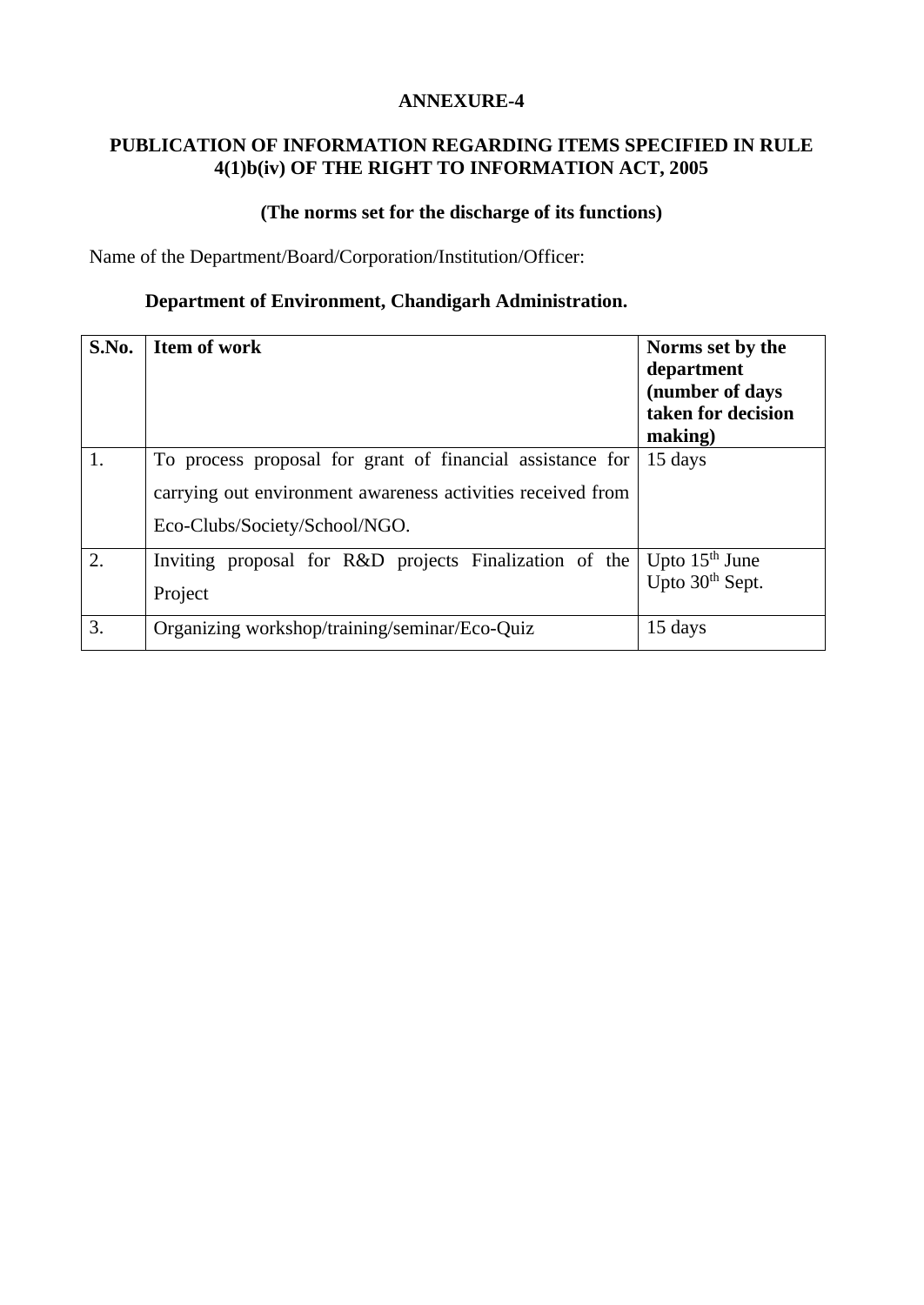**ANNEXURE-4**

**PUBLICATION OF INFORMATION REGARDING ITEMS SPECIFIED IN RULE 4(1)b(iv) OF THE RIGHT TO INFORMATION ACT, 2005**

**(The norms set for the discharge of its functions)**

Name of the Department/Board/Corporation/Institution/Officer:

**Department of Environment, Chandigarh Administration.**

| S.No. | Item of work | Norms set by the department (number of days taken for decision making) |
|---|---|---|
| 1. | To process proposal for grant of financial assistance for carrying out environment awareness activities received from Eco-Clubs/Society/School/NGO. | 15 days |
| 2. | Inviting proposal for R&D projects Finalization of the Project | Upto 15th June<br>Upto 30th Sept. |
| 3. | Organizing workshop/training/seminar/Eco-Quiz | 15 days |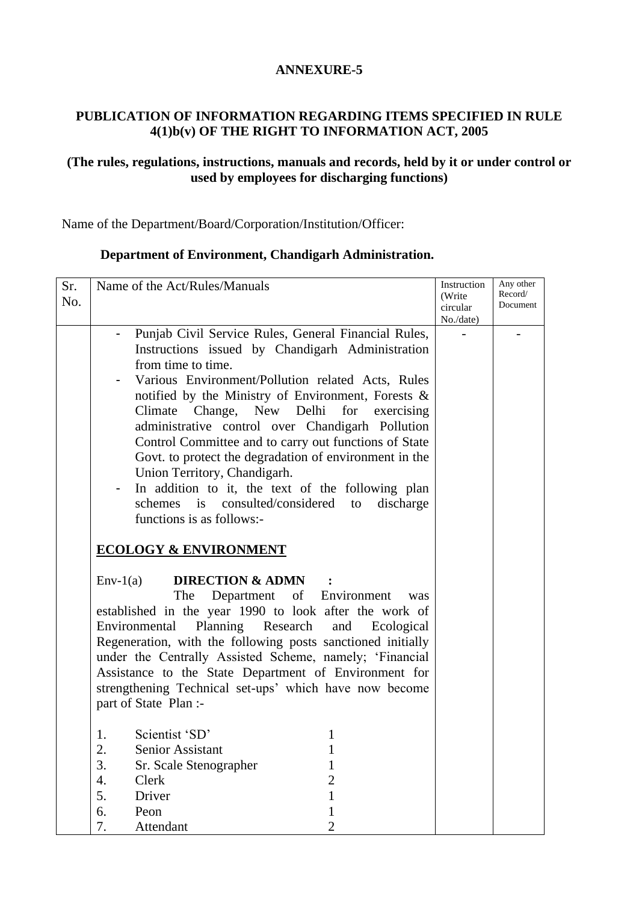**ANNEXURE-5**

**PUBLICATION OF INFORMATION REGARDING ITEMS SPECIFIED IN RULE 4(1)b(v) OF THE RIGHT TO INFORMATION ACT, 2005**

**(The rules, regulations, instructions, manuals and records, held by it or under control or used by employees for discharging functions)**

Name of the Department/Board/Corporation/Institution/Officer:

**Department of Environment, Chandigarh Administration.**

| Sr. No. | Name of the Act/Rules/Manuals | Instruction (Write circular No./date) | Any other Record/ Document |
|---|---|---|---|
| | - Punjab Civil Service Rules, General Financial Rules, Instructions issued by Chandigarh Administration from time to time.<br>- Various Environment/Pollution related Acts, Rules notified by the Ministry of Environment, Forests & Climate Change, New Delhi for exercising administrative control over Chandigarh Pollution Control Committee and to carry out functions of State Govt. to protect the degradation of environment in the Union Territory, Chandigarh.<br>- In addition to it, the text of the following plan schemes is consulted/considered to discharge functions is as follows:-<br><br>**<u>ECOLOGY & ENVIRONMENT</u>**<br><br>Env-1(a) **DIRECTION & ADMN :**<br>The Department of Environment was established in the year 1990 to look after the work of Environmental Planning Research and Ecological Regeneration, with the following posts sanctioned initially under the Centrally Assisted Scheme, namely; 'Financial Assistance to the State Department of Environment for strengthening Technical set-ups' which have now become part of State Plan :-<br><br>1. Scientist 'SD' 1<br>2. Senior Assistant 1<br>3. Sr. Scale Stenographer 1<br>4. Clerk 2<br>5. Driver 1<br>6. Peon 1<br>7. Attendant 2 | - | - |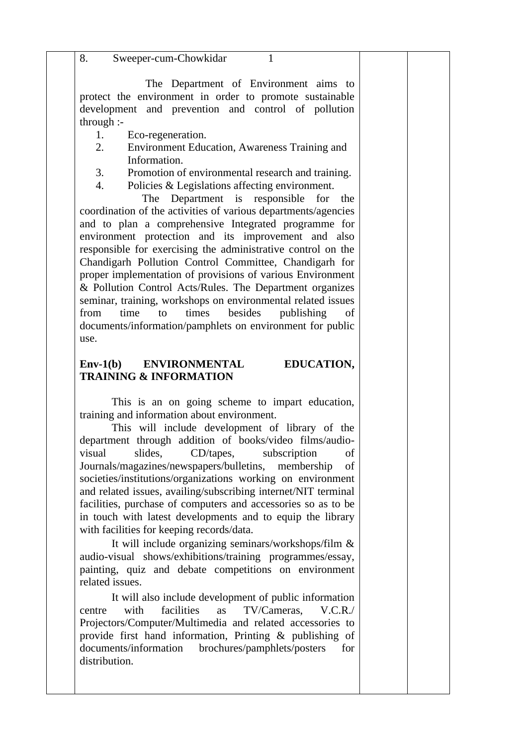8. Sweeper-cum-Chowkidar 1

The Department of Environment aims to protect the environment in order to promote sustainable development and prevention and control of pollution through :-

1. Eco-regeneration.
2. Environment Education, Awareness Training and Information.
3. Promotion of environmental research and training.
4. Policies & Legislations affecting environment.

The Department is responsible for the coordination of the activities of various departments/agencies and to plan a comprehensive Integrated programme for environment protection and its improvement and also responsible for exercising the administrative control on the Chandigarh Pollution Control Committee, Chandigarh for proper implementation of provisions of various Environment & Pollution Control Acts/Rules. The Department organizes seminar, training, workshops on environmental related issues from time to times besides publishing of documents/information/pamphlets on environment for public use.

**Env-1(b) ENVIRONMENTAL EDUCATION, TRAINING & INFORMATION**

This is an on going scheme to impart education, training and information about environment.

This will include development of library of the department through addition of books/video films/audio-visual slides, CD/tapes, subscription of Journals/magazines/newspapers/bulletins, membership of societies/institutions/organizations working on environment and related issues, availing/subscribing internet/NIT terminal facilities, purchase of computers and accessories so as to be in touch with latest developments and to equip the library with facilities for keeping records/data.

It will include organizing seminars/workshops/film & audio-visual shows/exhibitions/training programmes/essay, painting, quiz and debate competitions on environment related issues.

It will also include development of public information centre with facilities as TV/Cameras, V.C.R./ Projectors/Computer/Multimedia and related accessories to provide first hand information, Printing & publishing of documents/information brochures/pamphlets/posters for distribution.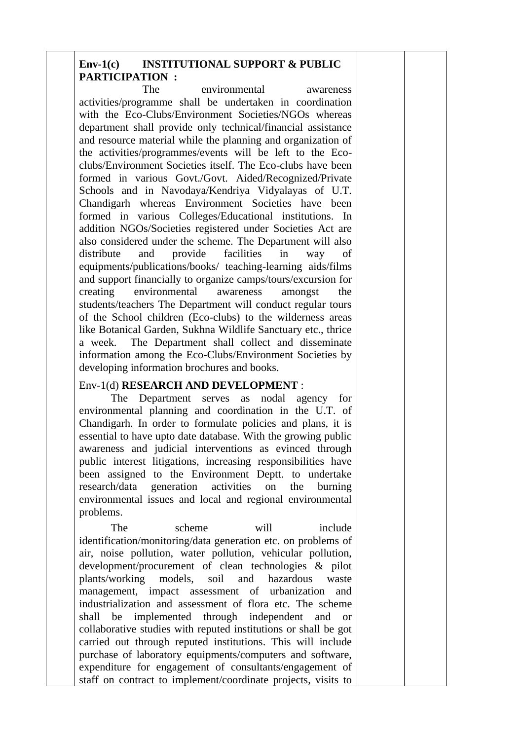**Env-1(c) INSTITUTIONAL SUPPORT & PUBLIC PARTICIPATION :**

The environmental awareness activities/programme shall be undertaken in coordination with the Eco-Clubs/Environment Societies/NGOs whereas department shall provide only technical/financial assistance and resource material while the planning and organization of the activities/programmes/events will be left to the Eco-clubs/Environment Societies itself. The Eco-clubs have been formed in various Govt./Govt. Aided/Recognized/Private Schools and in Navodaya/Kendriya Vidyalayas of U.T. Chandigarh whereas Environment Societies have been formed in various Colleges/Educational institutions. In addition NGOs/Societies registered under Societies Act are also considered under the scheme. The Department will also distribute and provide facilities in way of equipments/publications/books/ teaching-learning aids/films and support financially to organize camps/tours/excursion for creating environmental awareness amongst the students/teachers The Department will conduct regular tours of the School children (Eco-clubs) to the wilderness areas like Botanical Garden, Sukhna Wildlife Sanctuary etc., thrice a week. The Department shall collect and disseminate information among the Eco-Clubs/Environment Societies by developing information brochures and books.

Env-1(d) **RESEARCH AND DEVELOPMENT** :

The Department serves as nodal agency for environmental planning and coordination in the U.T. of Chandigarh. In order to formulate policies and plans, it is essential to have upto date database. With the growing public awareness and judicial interventions as evinced through public interest litigations, increasing responsibilities have been assigned to the Environment Deptt. to undertake research/data generation activities on the burning environmental issues and local and regional environmental problems.

The scheme will include identification/monitoring/data generation etc. on problems of air, noise pollution, water pollution, vehicular pollution, development/procurement of clean technologies & pilot plants/working models, soil and hazardous waste management, impact assessment of urbanization and industrialization and assessment of flora etc. The scheme shall be implemented through independent and or collaborative studies with reputed institutions or shall be got carried out through reputed institutions. This will include purchase of laboratory equipments/computers and software, expenditure for engagement of consultants/engagement of staff on contract to implement/coordinate projects, visits to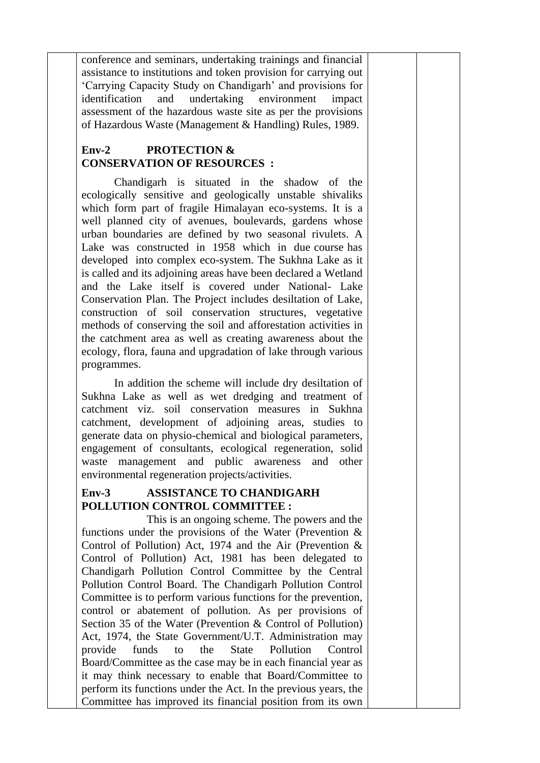conference and seminars, undertaking trainings and financial assistance to institutions and token provision for carrying out 'Carrying Capacity Study on Chandigarh' and provisions for identification and undertaking environment impact assessment of the hazardous waste site as per the provisions of Hazardous Waste (Management & Handling) Rules, 1989.

**Env-2 PROTECTION & CONSERVATION OF RESOURCES :**

Chandigarh is situated in the shadow of the ecologically sensitive and geologically unstable shivaliks which form part of fragile Himalayan eco-systems. It is a well planned city of avenues, boulevards, gardens whose urban boundaries are defined by two seasonal rivulets. A Lake was constructed in 1958 which in due course has developed into complex eco-system. The Sukhna Lake as it is called and its adjoining areas have been declared a Wetland and the Lake itself is covered under National- Lake Conservation Plan. The Project includes desiltation of Lake, construction of soil conservation structures, vegetative methods of conserving the soil and afforestation activities in the catchment area as well as creating awareness about the ecology, flora, fauna and upgradation of lake through various programmes.

In addition the scheme will include dry desiltation of Sukhna Lake as well as wet dredging and treatment of catchment viz. soil conservation measures in Sukhna catchment, development of adjoining areas, studies to generate data on physio-chemical and biological parameters, engagement of consultants, ecological regeneration, solid waste management and public awareness and other environmental regeneration projects/activities.

**Env-3 ASSISTANCE TO CHANDIGARH POLLUTION CONTROL COMMITTEE :**

This is an ongoing scheme. The powers and the functions under the provisions of the Water (Prevention & Control of Pollution) Act, 1974 and the Air (Prevention & Control of Pollution) Act, 1981 has been delegated to Chandigarh Pollution Control Committee by the Central Pollution Control Board. The Chandigarh Pollution Control Committee is to perform various functions for the prevention, control or abatement of pollution. As per provisions of Section 35 of the Water (Prevention & Control of Pollution) Act, 1974, the State Government/U.T. Administration may provide funds to the State Pollution Control Board/Committee as the case may be in each financial year as it may think necessary to enable that Board/Committee to perform its functions under the Act. In the previous years, the Committee has improved its financial position from its own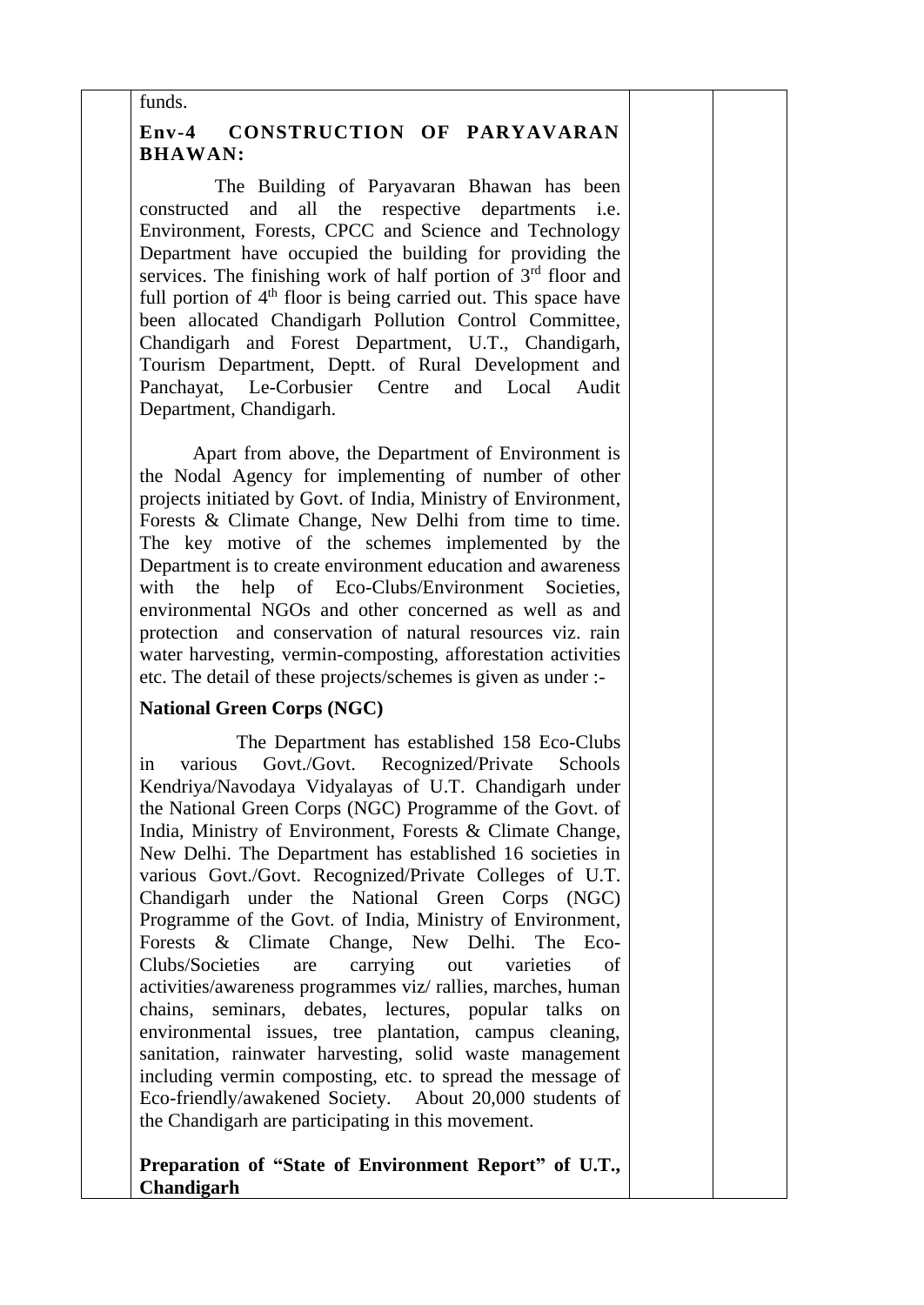funds.

**Env-4 CONSTRUCTION OF PARYAVARAN BHAWAN:**

The Building of Paryavaran Bhawan has been constructed and all the respective departments i.e. Environment, Forests, CPCC and Science and Technology Department have occupied the building for providing the services. The finishing work of half portion of 3rd floor and full portion of 4th floor is being carried out. This space have been allocated Chandigarh Pollution Control Committee, Chandigarh and Forest Department, U.T., Chandigarh, Tourism Department, Deptt. of Rural Development and Panchayat, Le-Corbusier Centre and Local Audit Department, Chandigarh.

Apart from above, the Department of Environment is the Nodal Agency for implementing of number of other projects initiated by Govt. of India, Ministry of Environment, Forests & Climate Change, New Delhi from time to time. The key motive of the schemes implemented by the Department is to create environment education and awareness with the help of Eco-Clubs/Environment Societies, environmental NGOs and other concerned as well as and protection and conservation of natural resources viz. rain water harvesting, vermin-composting, afforestation activities etc. The detail of these projects/schemes is given as under :-

**National Green Corps (NGC)**

The Department has established 158 Eco-Clubs in various Govt./Govt. Recognized/Private Schools Kendriya/Navodaya Vidyalayas of U.T. Chandigarh under the National Green Corps (NGC) Programme of the Govt. of India, Ministry of Environment, Forests & Climate Change, New Delhi. The Department has established 16 societies in various Govt./Govt. Recognized/Private Colleges of U.T. Chandigarh under the National Green Corps (NGC) Programme of the Govt. of India, Ministry of Environment, Forests & Climate Change, New Delhi. The Eco-Clubs/Societies are carrying out varieties of activities/awareness programmes viz/ rallies, marches, human chains, seminars, debates, lectures, popular talks on environmental issues, tree plantation, campus cleaning, sanitation, rainwater harvesting, solid waste management including vermin composting, etc. to spread the message of Eco-friendly/awakened Society. About 20,000 students of the Chandigarh are participating in this movement.

**Preparation of "State of Environment Report" of U.T., Chandigarh**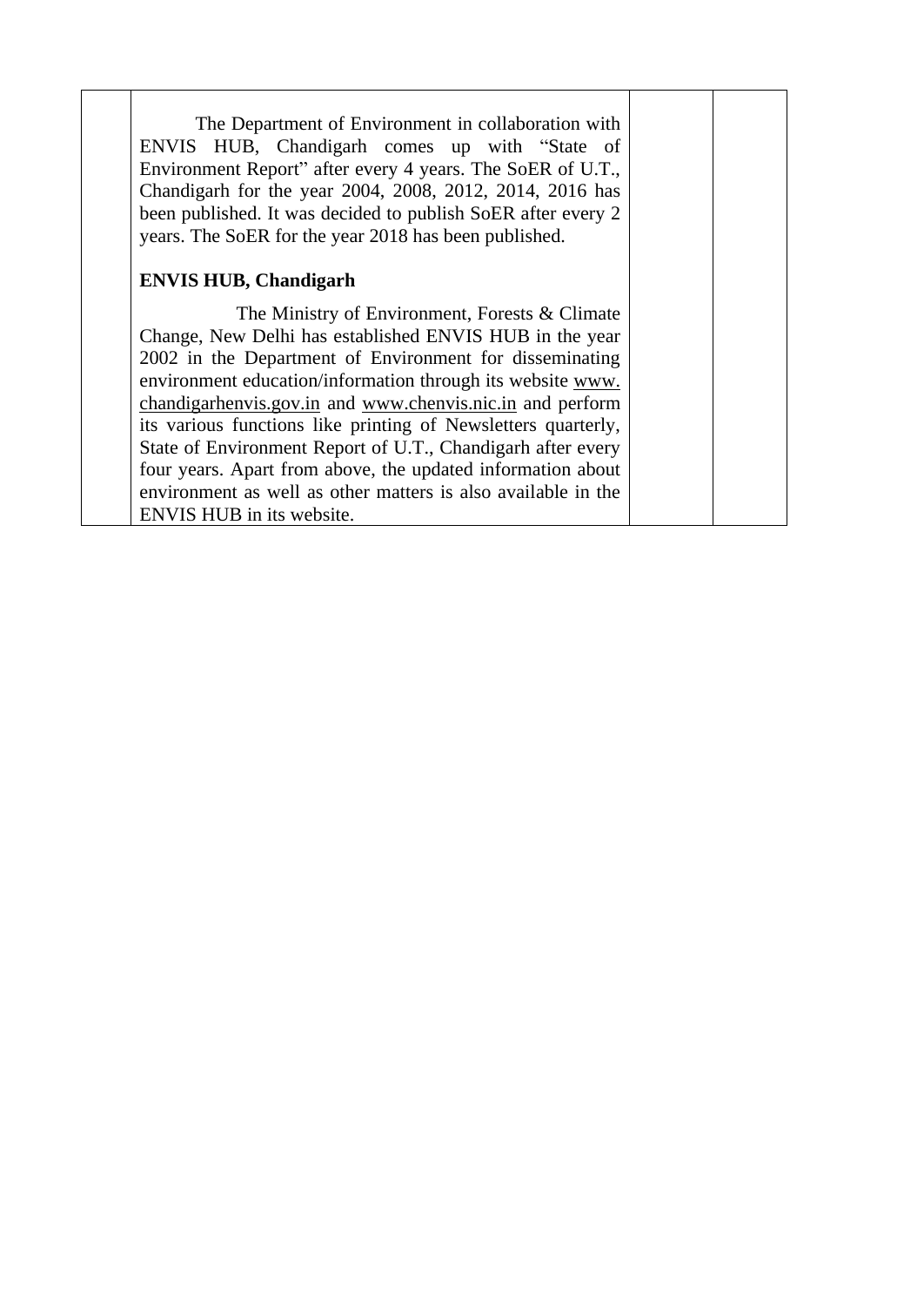| | The Department of Environment in collaboration with ENVIS HUB, Chandigarh comes up with "State of Environment Report" after every 4 years. The SoER of U.T., Chandigarh for the year 2004, 2008, 2012, 2014, 2016 has been published. It was decided to publish SoER after every 2 years. The SoER for the year 2018 has been published.<br><br>**ENVIS HUB, Chandigarh**<br><br>The Ministry of Environment, Forests & Climate Change, New Delhi has established ENVIS HUB in the year 2002 in the Department of Environment for disseminating environment education/information through its website www.chandigarhenvis.gov.in and www.chenvis.nic.in and perform its various functions like printing of Newsletters quarterly, State of Environment Report of U.T., Chandigarh after every four years. Apart from above, the updated information about environment as well as other matters is also available in the ENVIS HUB in its website. | | |
|---|---|---|---|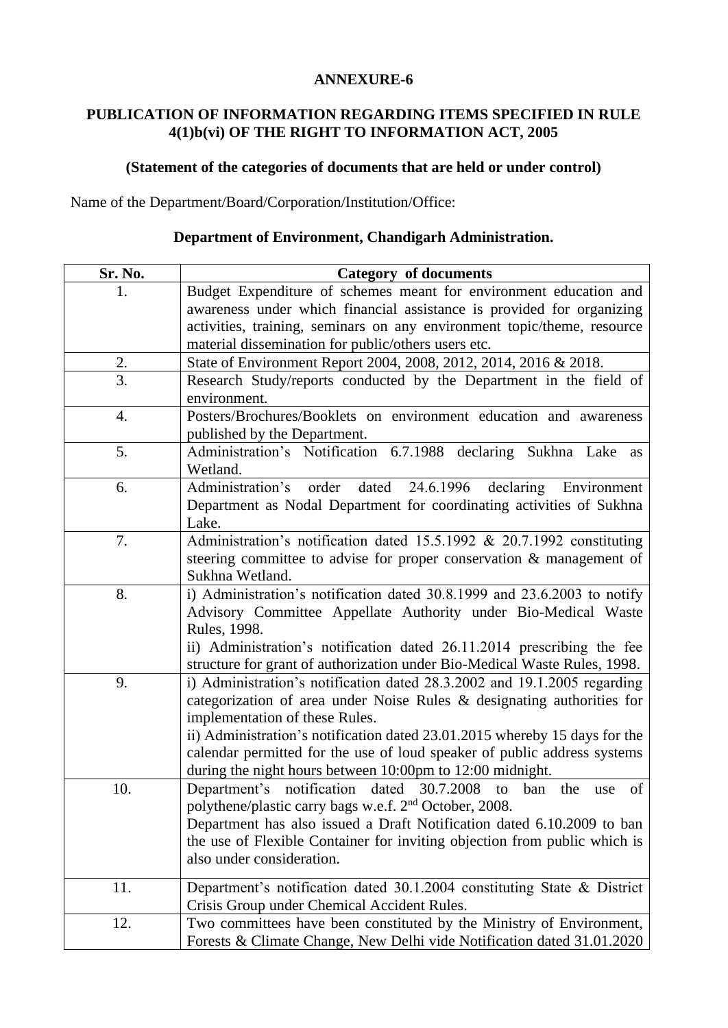**ANNEXURE-6**

**PUBLICATION OF INFORMATION REGARDING ITEMS SPECIFIED IN RULE 4(1)b(vi) OF THE RIGHT TO INFORMATION ACT, 2005**

**(Statement of the categories of documents that are held or under control)**

Name of the Department/Board/Corporation/Institution/Office:

**Department of Environment, Chandigarh Administration.**

| Sr. No. | Category of documents |
|---|---|
| 1. | Budget Expenditure of schemes meant for environment education and awareness under which financial assistance is provided for organizing activities, training, seminars on any environment topic/theme, resource material dissemination for public/others users etc. |
| 2. | State of Environment Report 2004, 2008, 2012, 2014, 2016 & 2018. |
| 3. | Research Study/reports conducted by the Department in the field of environment. |
| 4. | Posters/Brochures/Booklets on environment education and awareness published by the Department. |
| 5. | Administration's Notification 6.7.1988 declaring Sukhna Lake as Wetland. |
| 6. | Administration's order dated 24.6.1996 declaring Environment Department as Nodal Department for coordinating activities of Sukhna Lake. |
| 7. | Administration's notification dated 15.5.1992 & 20.7.1992 constituting steering committee to advise for proper conservation & management of Sukhna Wetland. |
| 8. | i) Administration's notification dated 30.8.1999 and 23.6.2003 to notify Advisory Committee Appellate Authority under Bio-Medical Waste Rules, 1998.<br>ii) Administration's notification dated 26.11.2014 prescribing the fee structure for grant of authorization under Bio-Medical Waste Rules, 1998. |
| 9. | i) Administration's notification dated 28.3.2002 and 19.1.2005 regarding categorization of area under Noise Rules & designating authorities for implementation of these Rules.<br>ii) Administration's notification dated 23.01.2015 whereby 15 days for the calendar permitted for the use of loud speaker of public address systems during the night hours between 10:00pm to 12:00 midnight. |
| 10. | Department's notification dated 30.7.2008 to ban the use of polythene/plastic carry bags w.e.f. 2nd October, 2008.<br>Department has also issued a Draft Notification dated 6.10.2009 to ban the use of Flexible Container for inviting objection from public which is also under consideration. |
| 11. | Department's notification dated 30.1.2004 constituting State & District Crisis Group under Chemical Accident Rules. |
| 12. | Two committees have been constituted by the Ministry of Environment, Forests & Climate Change, New Delhi vide Notification dated 31.01.2020 |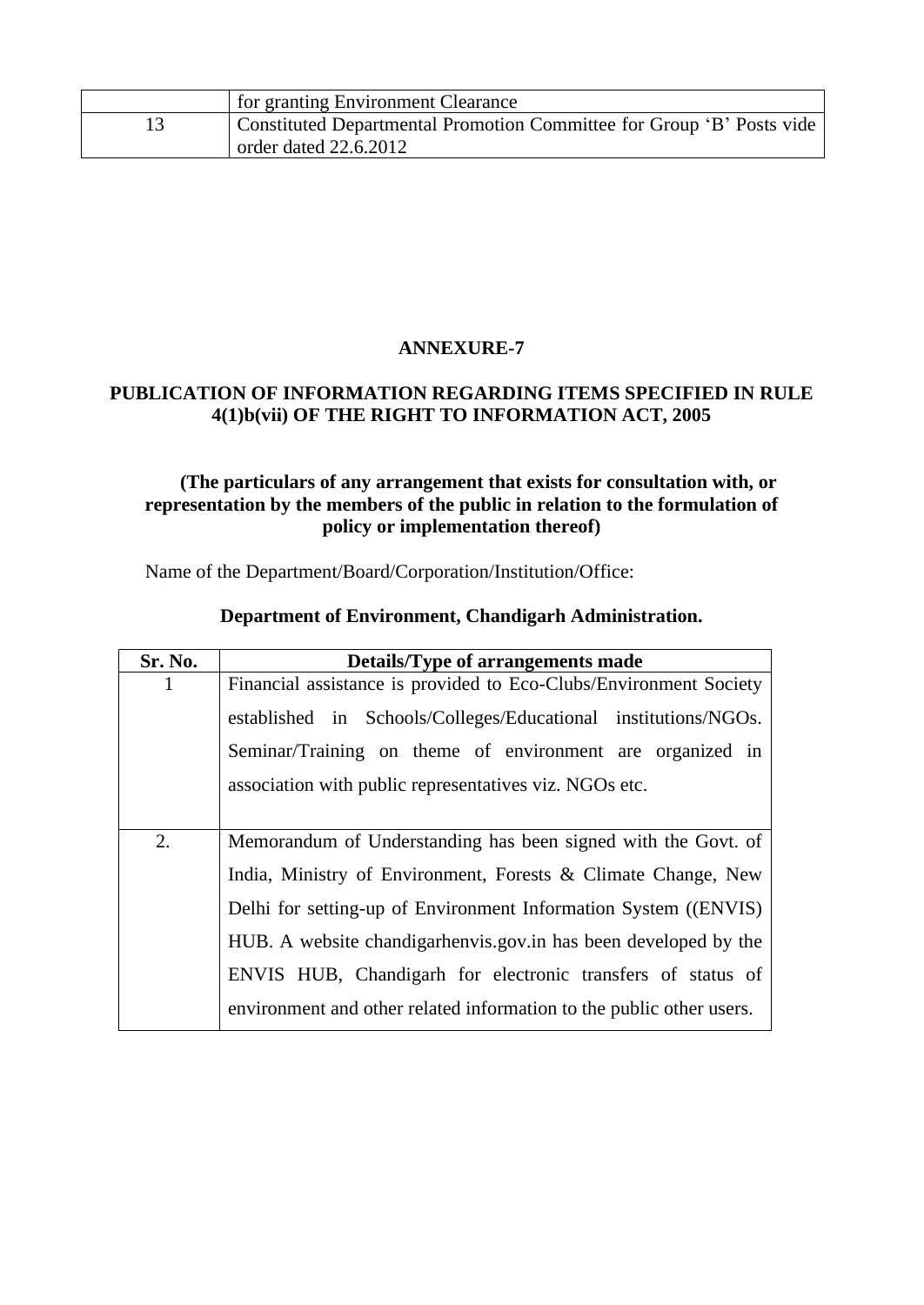| | for granting Environment Clearance |
|---|---|
| 13 | Constituted Departmental Promotion Committee for Group 'B' Posts vide order dated 22.6.2012 |

**ANNEXURE-7**

**PUBLICATION OF INFORMATION REGARDING ITEMS SPECIFIED IN RULE 4(1)b(vii) OF THE RIGHT TO INFORMATION ACT, 2005**

**(The particulars of any arrangement that exists for consultation with, or representation by the members of the public in relation to the formulation of policy or implementation thereof)**

Name of the Department/Board/Corporation/Institution/Office:

**Department of Environment, Chandigarh Administration.**

| Sr. No. | Details/Type of arrangements made |
|---|---|
| 1 | Financial assistance is provided to Eco-Clubs/Environment Society established in Schools/Colleges/Educational institutions/NGOs. Seminar/Training on theme of environment are organized in association with public representatives viz. NGOs etc. |
| 2. | Memorandum of Understanding has been signed with the Govt. of India, Ministry of Environment, Forests & Climate Change, New Delhi for setting-up of Environment Information System ((ENVIS) HUB. A website chandigarhenvis.gov.in has been developed by the ENVIS HUB, Chandigarh for electronic transfers of status of environment and other related information to the public other users. |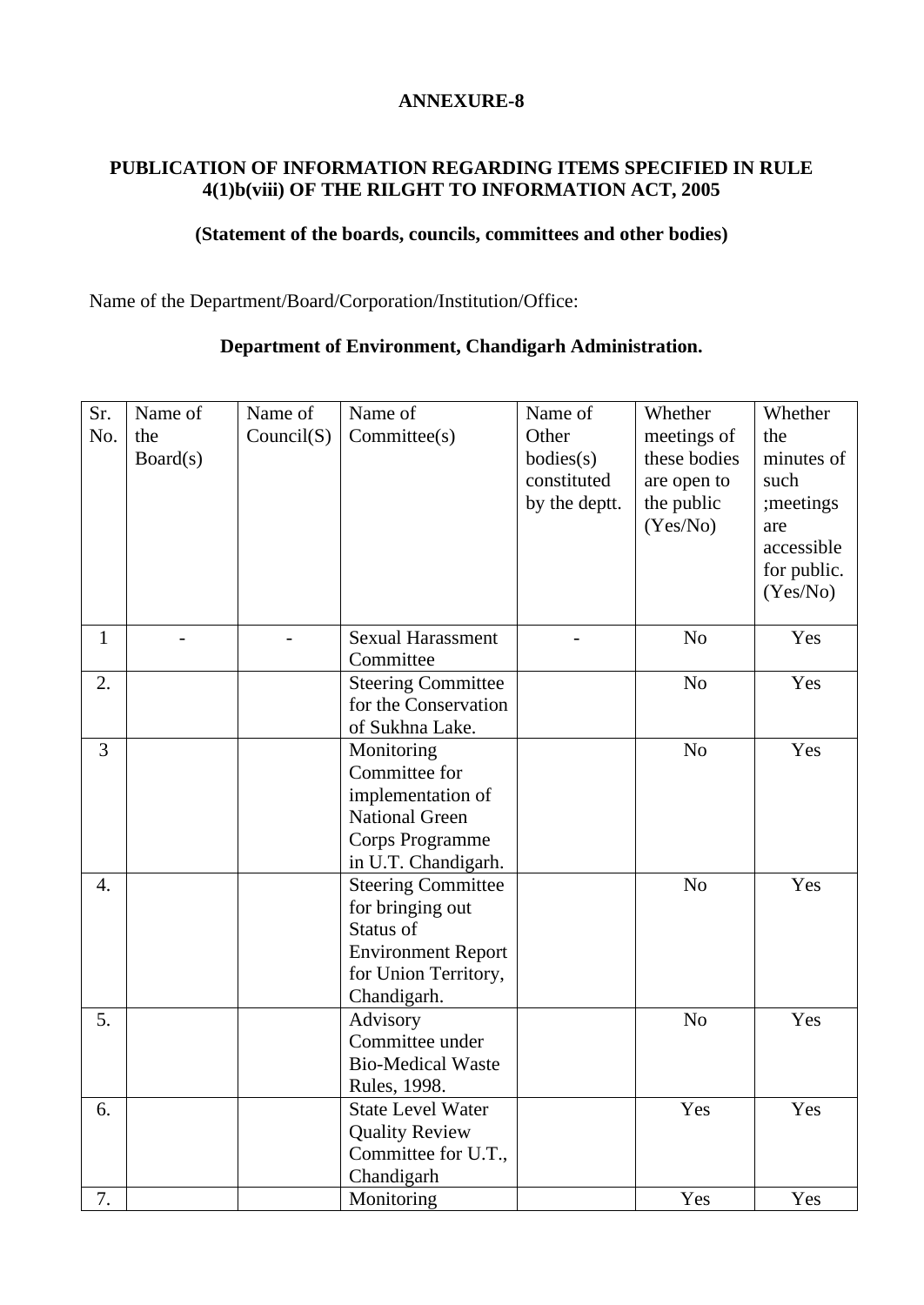**ANNEXURE-8**

**PUBLICATION OF INFORMATION REGARDING ITEMS SPECIFIED IN RULE 4(1)b(viii) OF THE RILGHT TO INFORMATION ACT, 2005**

**(Statement of the boards, councils, committees and other bodies)**

Name of the Department/Board/Corporation/Institution/Office:

**Department of Environment, Chandigarh Administration.**

| Sr. No. | Name of the Board(s) | Name of Council(S) | Name of Committee(s) | Name of Other bodies(s) constituted by the deptt. | Whether meetings of these bodies are open to the public (Yes/No) | Whether the minutes of such ;meetings are accessible for public. (Yes/No) |
|---|---|---|---|---|---|---|
| 1 | - | - | Sexual Harassment Committee | - | No | Yes |
| 2. | | | Steering Committee for the Conservation of Sukhna Lake. | | No | Yes |
| 3 | | | Monitoring Committee for implementation of National Green Corps Programme in U.T. Chandigarh. | | No | Yes |
| 4. | | | Steering Committee for bringing out Status of Environment Report for Union Territory, Chandigarh. | | No | Yes |
| 5. | | | Advisory Committee under Bio-Medical Waste Rules, 1998. | | No | Yes |
| 6. | | | State Level Water Quality Review Committee for U.T., Chandigarh | | Yes | Yes |
| 7. | | | Monitoring | | Yes | Yes |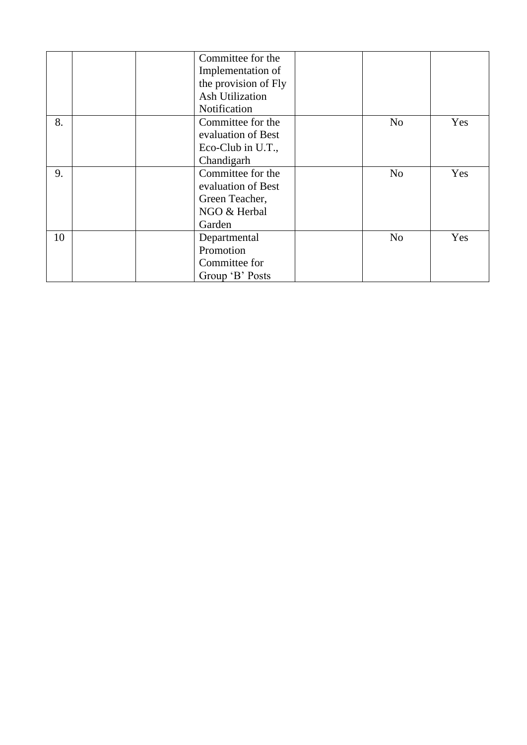| | | | | | | |
|---|---|---|---|---|---|---|
| | | | Committee for the Implementation of the provision of Fly Ash Utilization Notification | | | |
| 8. | | | Committee for the evaluation of Best Eco-Club in U.T., Chandigarh | | No | Yes |
| 9. | | | Committee for the evaluation of Best Green Teacher, NGO & Herbal Garden | | No | Yes |
| 10 | | | Departmental Promotion Committee for Group 'B' Posts | | No | Yes |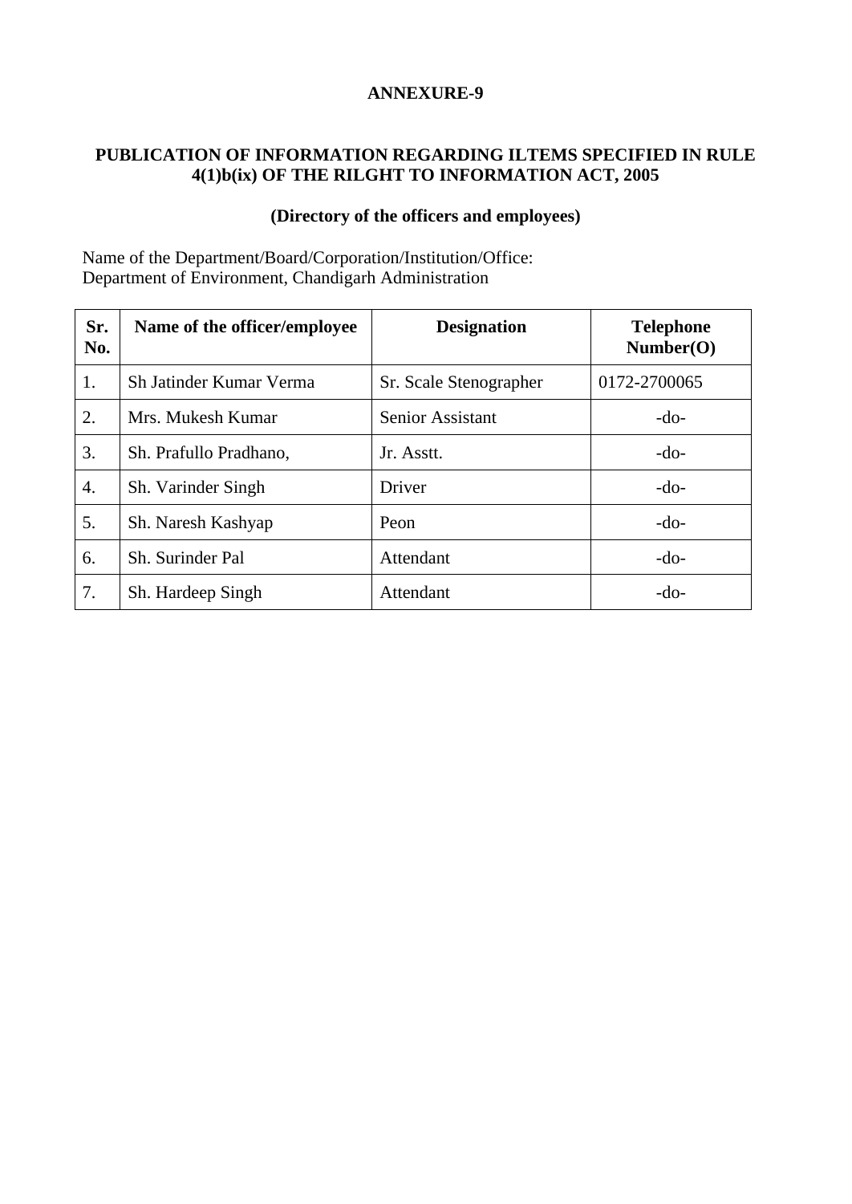**ANNEXURE-9**

**PUBLICATION OF INFORMATION REGARDING ILTEMS SPECIFIED IN RULE 4(1)b(ix) OF THE RILGHT TO INFORMATION ACT, 2005**

**(Directory of the officers and employees)**

Name of the Department/Board/Corporation/Institution/Office:
Department of Environment, Chandigarh Administration

| Sr. No. | Name of the officer/employee | Designation | Telephone Number(O) |
|---|---|---|---|
| 1. | Sh Jatinder Kumar Verma | Sr. Scale Stenographer | 0172-2700065 |
| 2. | Mrs. Mukesh Kumar | Senior Assistant | -do- |
| 3. | Sh. Prafullo Pradhano, | Jr. Asstt. | -do- |
| 4. | Sh. Varinder Singh | Driver | -do- |
| 5. | Sh. Naresh Kashyap | Peon | -do- |
| 6. | Sh. Surinder Pal | Attendant | -do- |
| 7. | Sh. Hardeep Singh | Attendant | -do- |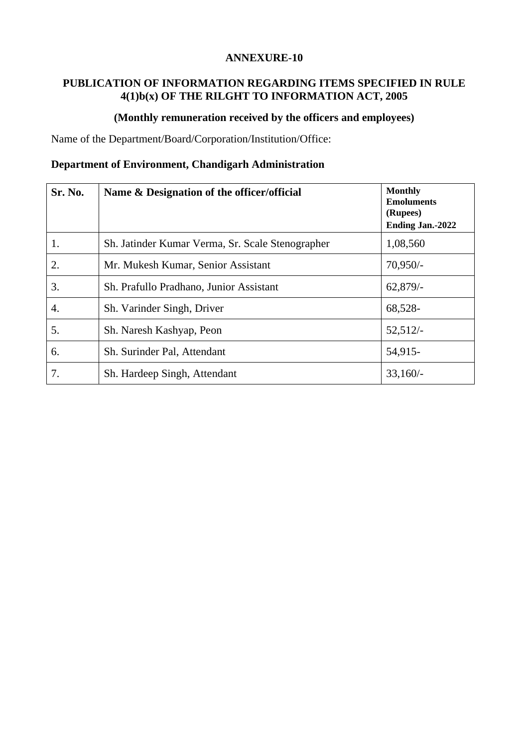## ANNEXURE-10

### PUBLICATION OF INFORMATION REGARDING ITEMS SPECIFIED IN RULE 4(1)b(x) OF THE RILGHT TO INFORMATION ACT, 2005

### (Monthly remuneration received by the officers and employees)

Name of the Department/Board/Corporation/Institution/Office:

**Department of Environment, Chandigarh Administration**

| Sr. No. | Name & Designation of the officer/official | Monthly Emoluments (Rupees) Ending Jan.-2022 |
|---|---|---|
| 1. | Sh. Jatinder Kumar Verma, Sr. Scale Stenographer | 1,08,560 |
| 2. | Mr. Mukesh Kumar, Senior Assistant | 70,950/- |
| 3. | Sh. Prafullo Pradhano, Junior Assistant | 62,879/- |
| 4. | Sh. Varinder Singh, Driver | 68,528- |
| 5. | Sh. Naresh Kashyap, Peon | 52,512/- |
| 6. | Sh. Surinder Pal, Attendant | 54,915- |
| 7. | Sh. Hardeep Singh, Attendant | 33,160/- |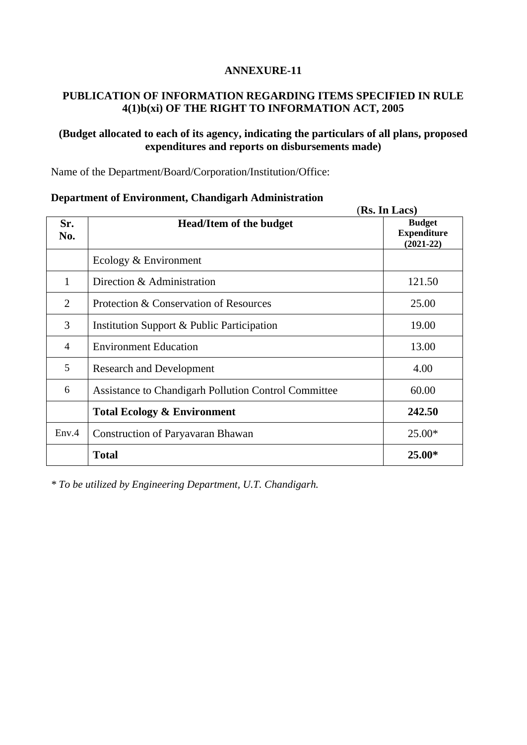**ANNEXURE-11**

**PUBLICATION OF INFORMATION REGARDING ITEMS SPECIFIED IN RULE 4(1)b(xi) OF THE RIGHT TO INFORMATION ACT, 2005**

**(Budget allocated to each of its agency, indicating the particulars of all plans, proposed expenditures and reports on disbursements made)**

Name of the Department/Board/Corporation/Institution/Office:

**Department of Environment, Chandigarh Administration**

(**Rs. In Lacs)**

| Sr. No. | Head/Item of the budget | Budget Expenditure (2021-22) |
|---|---|---|
| | Ecology & Environment | |
| 1 | Direction & Administration | 121.50 |
| 2 | Protection & Conservation of Resources | 25.00 |
| 3 | Institution Support & Public Participation | 19.00 |
| 4 | Environment Education | 13.00 |
| 5 | Research and Development | 4.00 |
| 6 | Assistance to Chandigarh Pollution Control Committee | 60.00 |
| | **Total Ecology & Environment** | **242.50** |
| Env.4 | Construction of Paryavaran Bhawan | 25.00* |
| | **Total** | **25.00*** |

*\* To be utilized by Engineering Department, U.T. Chandigarh.*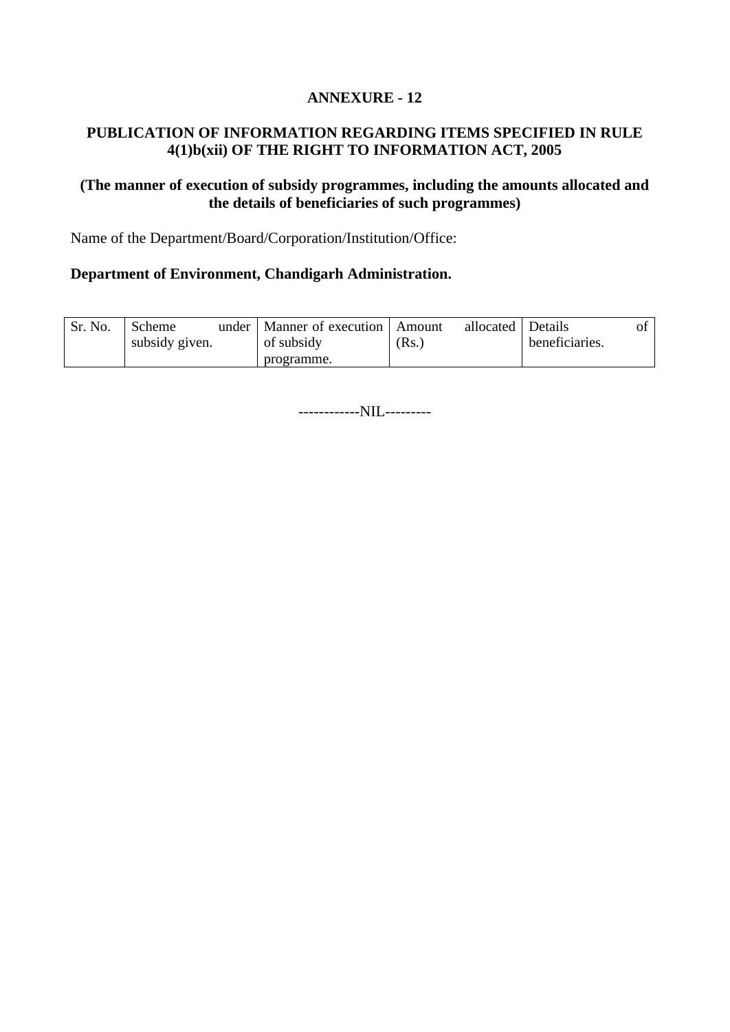**ANNEXURE - 12**

**PUBLICATION OF INFORMATION REGARDING ITEMS SPECIFIED IN RULE 4(1)b(xii) OF THE RIGHT TO INFORMATION ACT, 2005**

**(The manner of execution of subsidy programmes, including the amounts allocated and the details of beneficiaries of such programmes)**

Name of the Department/Board/Corporation/Institution/Office:

**Department of Environment, Chandigarh Administration.**

| Sr. No. | Scheme under subsidy given. | Manner of execution of subsidy programme. | Amount allocated (Rs.) | Details of beneficiaries. |
|---|---|---|---|---|

------------NIL---------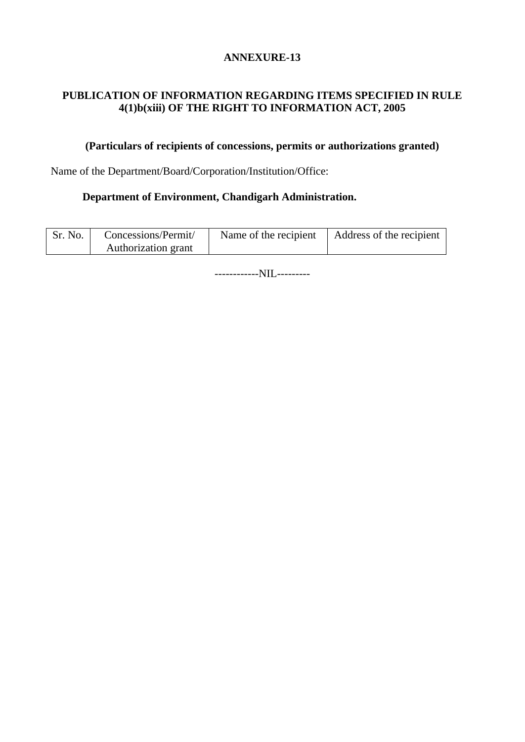**ANNEXURE-13**

**PUBLICATION OF INFORMATION REGARDING ITEMS SPECIFIED IN RULE 4(1)b(xiii) OF THE RIGHT TO INFORMATION ACT, 2005**

**(Particulars of recipients of concessions, permits or authorizations granted)**

Name of the Department/Board/Corporation/Institution/Office:

**Department of Environment, Chandigarh Administration.**

| Sr. No. | Concessions/Permit/ Authorization grant | Name of the recipient | Address of the recipient |
|---|---|---|---|

------------NIL---------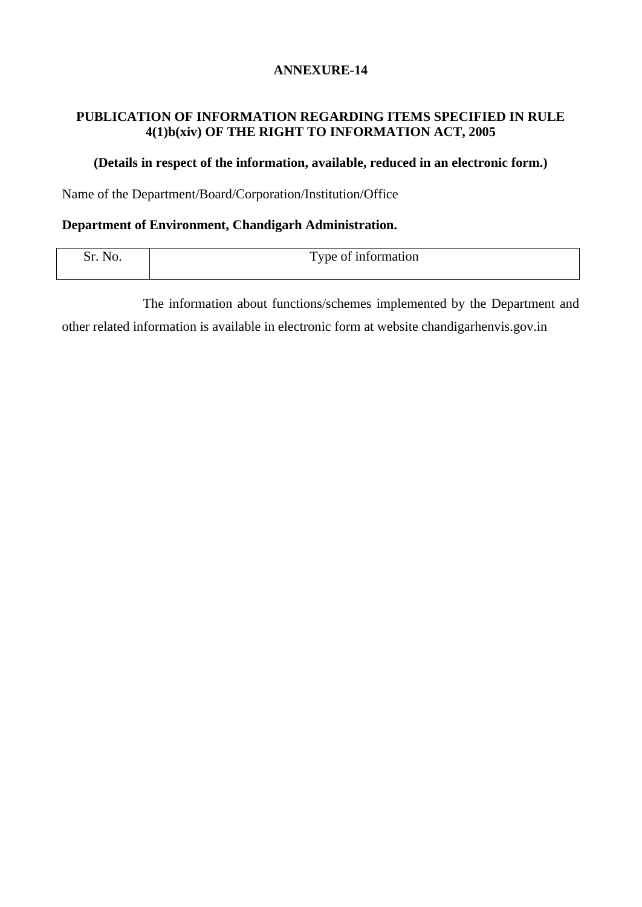**ANNEXURE-14**

**PUBLICATION OF INFORMATION REGARDING ITEMS SPECIFIED IN RULE 4(1)b(xiv) OF THE RIGHT TO INFORMATION ACT, 2005**

**(Details in respect of the information, available, reduced in an electronic form.)**

Name of the Department/Board/Corporation/Institution/Office

**Department of Environment, Chandigarh Administration.**

| Sr. No. | Type of information |
|---|---|

The information about functions/schemes implemented by the Department and other related information is available in electronic form at website chandigarhenvis.gov.in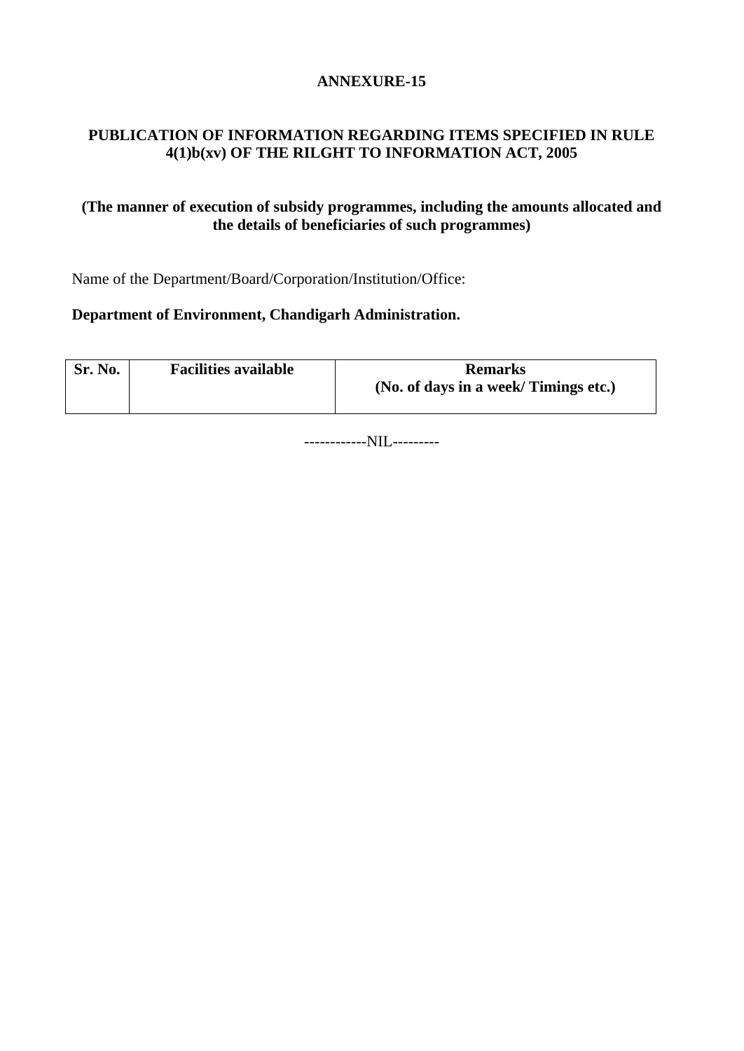**ANNEXURE-15**

**PUBLICATION OF INFORMATION REGARDING ITEMS SPECIFIED IN RULE 4(1)b(xv) OF THE RILGHT TO INFORMATION ACT, 2005**

**(The manner of execution of subsidy programmes, including the amounts allocated and the details of beneficiaries of such programmes)**

Name of the Department/Board/Corporation/Institution/Office:

**Department of Environment, Chandigarh Administration.**

| Sr. No. | Facilities available | Remarks (No. of days in a week/ Timings etc.) |
|---|---|---|

------------NIL---------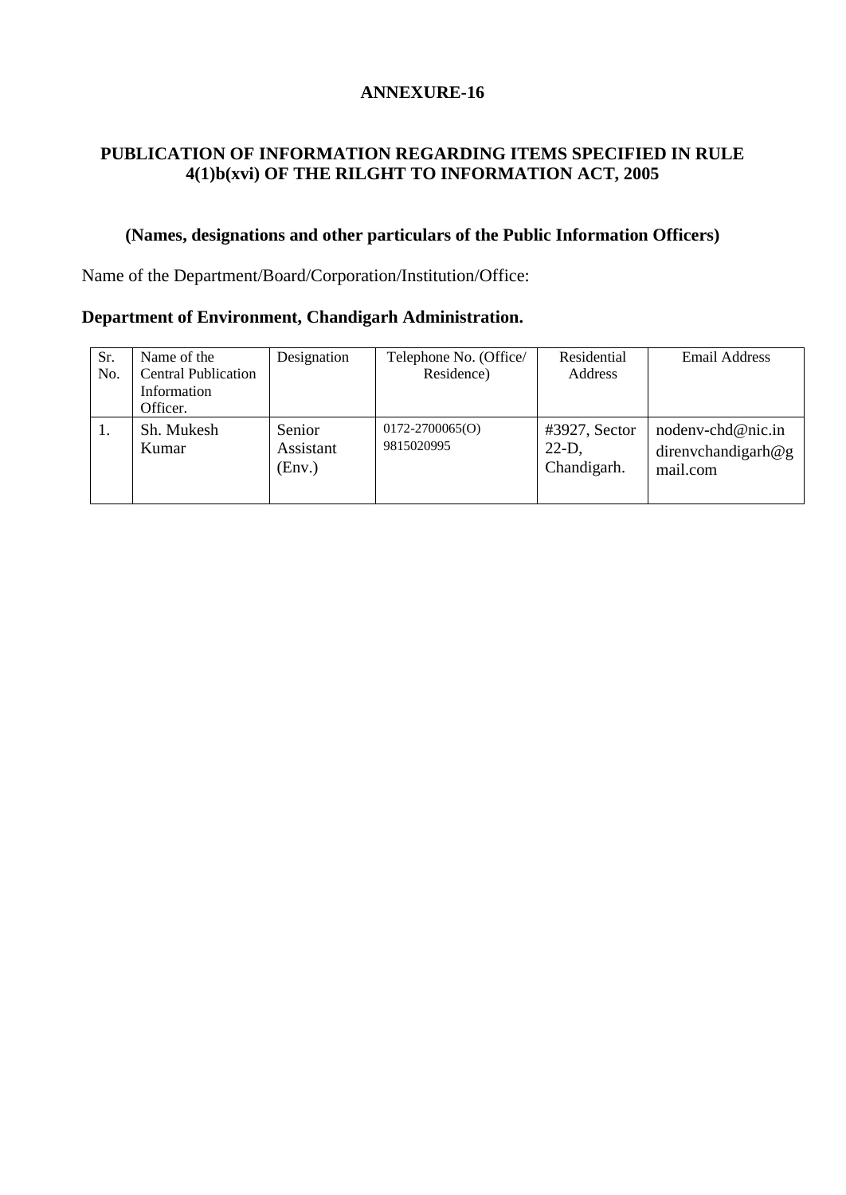**ANNEXURE-16**

**PUBLICATION OF INFORMATION REGARDING ITEMS SPECIFIED IN RULE 4(1)b(xvi) OF THE RILGHT TO INFORMATION ACT, 2005**

**(Names, designations and other particulars of the Public Information Officers)**

Name of the Department/Board/Corporation/Institution/Office:

**Department of Environment, Chandigarh Administration.**

| Sr. No. | Name of the Central Publication Information Officer. | Designation | Telephone No. (Office/ Residence) | Residential Address | Email Address |
|---|---|---|---|---|---|
| 1. | Sh. Mukesh Kumar | Senior Assistant (Env.) | 0172-2700065(O) 9815020995 | #3927, Sector 22-D, Chandigarh. | nodenv-chd@nic.in direnvchandigarh@gmail.com |